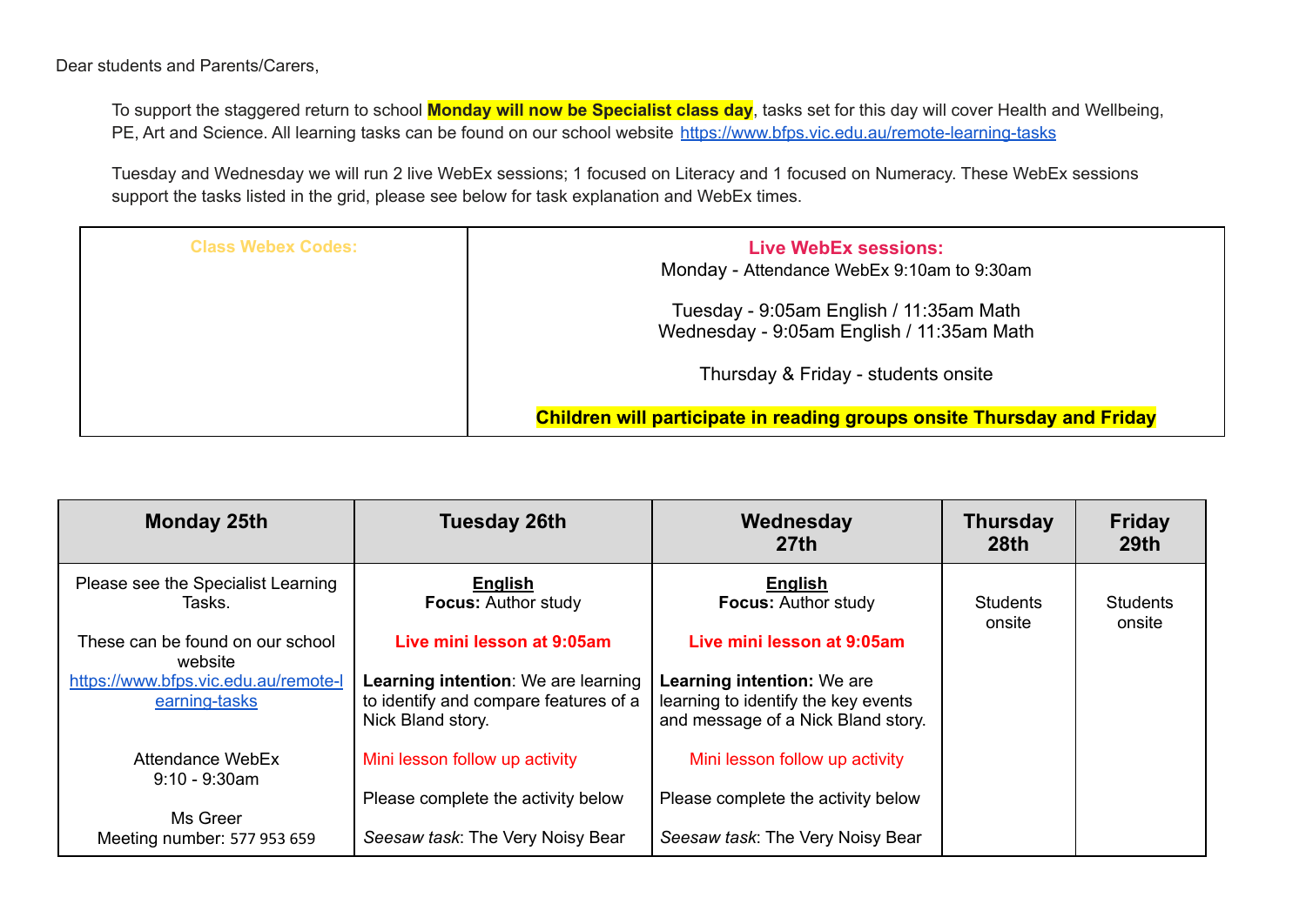Dear students and Parents/Carers,

To support the staggered return to school **Monday will now be Specialist class day**, tasks set for this day will cover Health and Wellbeing, PE, Art and Science. All learning tasks can be found on our school website https://www.bfps.vic.edu.au/remote-learning-tasks

Tuesday and Wednesday we will run 2 live WebEx sessions; 1 focused on Literacy and 1 focused on Numeracy. These WebEx sessions support the tasks listed in the grid, please see below for task explanation and WebEx times.

| **Class Webex Codes:** | **Live WebEx sessions:**<br>Monday - Attendance WebEx 9:10am to 9:30am<br><br>Tuesday - 9:05am English / 11:35am Math<br>Wednesday - 9:05am English / 11:35am Math<br><br>Thursday & Friday - students onsite<br><br>**Children will participate in reading groups onsite Thursday and Friday** |
|---|---|

| Monday 25th | Tuesday 26th | Wednesday 27th | Thursday 28th | Friday 29th |
|---|---|---|---|---|
| Please see the Specialist Learning Tasks.<br><br>These can be found on our school website https://www.bfps.vic.edu.au/remote-learning-tasks<br><br>Attendance WebEx 9:10 - 9:30am<br><br>Ms Greer<br>Meeting number: 577 953 659 | **English**<br>**Focus:** Author study<br><br>**Live mini lesson at 9:05am**<br><br>**Learning intention**: We are learning to identify and compare features of a Nick Bland story.<br><br>Mini lesson follow up activity<br><br>Please complete the activity below<br><br>*Seesaw task*: The Very Noisy Bear | **English**<br>**Focus:** Author study<br><br>**Live mini lesson at 9:05am**<br><br>**Learning intention:** We are learning to identify the key events and message of a Nick Bland story.<br><br>Mini lesson follow up activity<br><br>Please complete the activity below<br><br>*Seesaw task*: The Very Noisy Bear | Students onsite | Students onsite |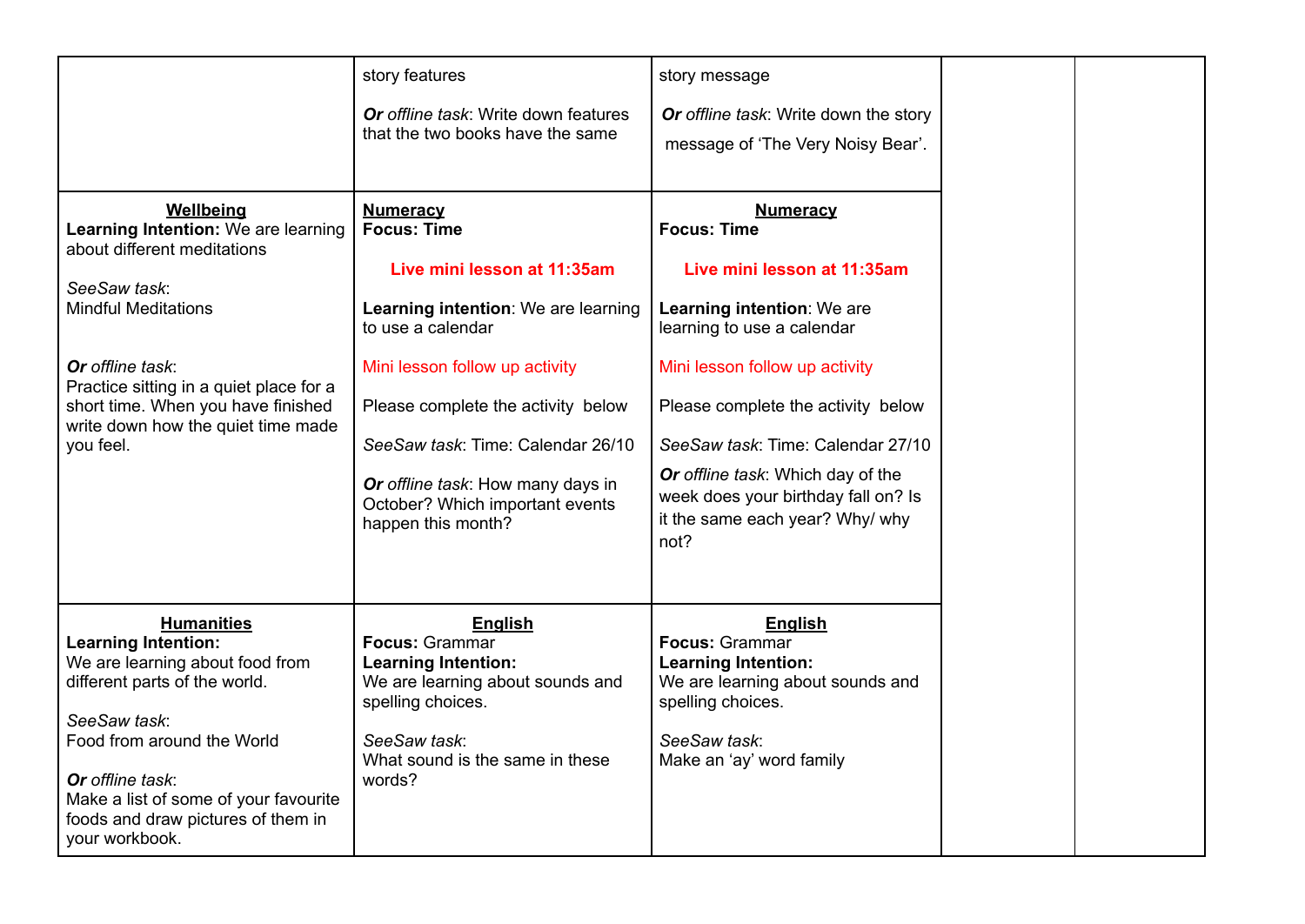| | | | | |
|---|---|---|---|---|
| | story features<br><br>***Or*** *offline task*: Write down features that the two books have the same | story message<br><br>***Or*** *offline task*: Write down the story message of 'The Very Noisy Bear'. | | |
| **Wellbeing**<br>**Learning Intention:** We are learning about different meditations<br><br>*SeeSaw task*:<br>Mindful Meditations<br><br>***Or*** *offline task*:<br>Practice sitting in a quiet place for a short time. When you have finished write down how the quiet time made you feel. | **Numeracy**<br>**Focus: Time**<br><br>**Live mini lesson at 11:35am**<br><br>**Learning intention**: We are learning to use a calendar<br><br>Mini lesson follow up activity<br><br>Please complete the activity below<br><br>*SeeSaw task*: Time: Calendar 26/10<br><br>***Or*** *offline task*: How many days in October? Which important events happen this month? | **Numeracy**<br>**Focus: Time**<br><br>**Live mini lesson at 11:35am**<br><br>**Learning intention**: We are learning to use a calendar<br><br>Mini lesson follow up activity<br><br>Please complete the activity below<br><br>*SeeSaw task*: Time: Calendar 27/10<br><br>***Or*** *offline task*: Which day of the week does your birthday fall on? Is it the same each year? Why/ why not? | | |
| **Humanities**<br>**Learning Intention:**<br>We are learning about food from different parts of the world.<br><br>*SeeSaw task*:<br>Food from around the World<br><br>***Or*** *offline task*:<br>Make a list of some of your favourite foods and draw pictures of them in your workbook. | **English**<br>**Focus:** Grammar<br>**Learning Intention:**<br>We are learning about sounds and spelling choices.<br><br>*SeeSaw task*:<br>What sound is the same in these words? | **English**<br>**Focus:** Grammar<br>**Learning Intention:**<br>We are learning about sounds and spelling choices.<br><br>*SeeSaw task*:<br>Make an 'ay' word family | | |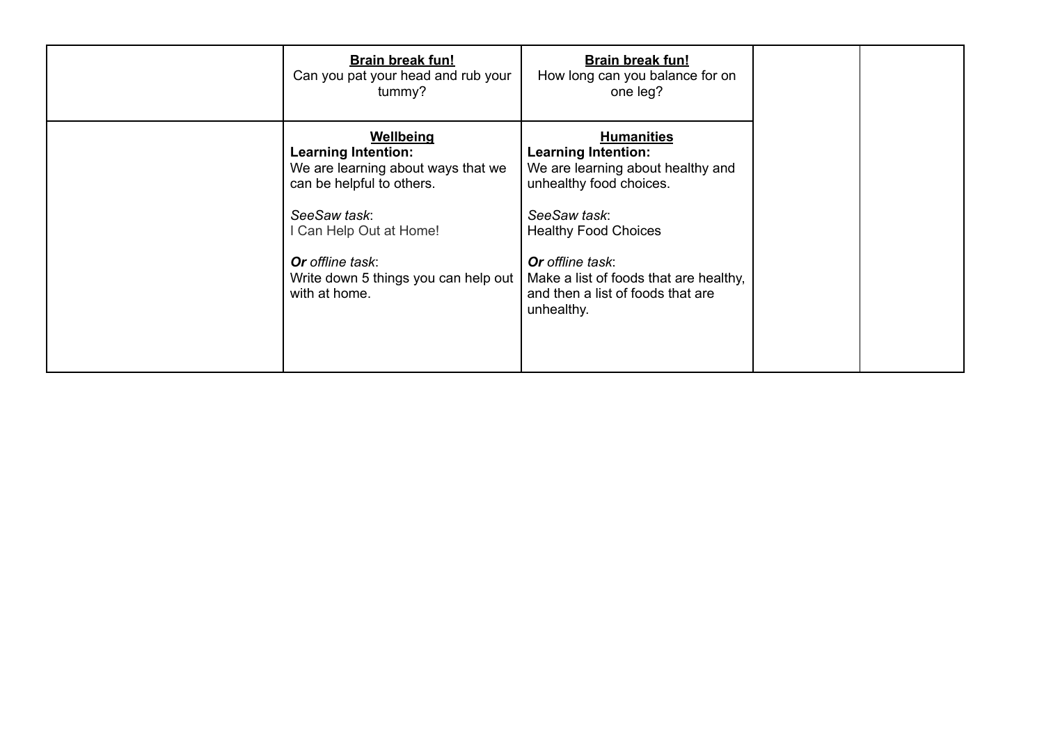| | | | | |
|---|---|---|---|---|
| | **Brain break fun!**<br>Can you pat your head and rub your tummy? | **Brain break fun!**<br>How long can you balance for on one leg? | | |
| | **Wellbeing**<br>**Learning Intention:**<br>We are learning about ways that we can be helpful to others.<br><br>*SeeSaw task*:<br>I Can Help Out at Home!<br><br>***Or** offline task*:<br>Write down 5 things you can help out with at home. | **Humanities**<br>**Learning Intention:**<br>We are learning about healthy and unhealthy food choices.<br><br>*SeeSaw task*:<br>Healthy Food Choices<br><br>***Or** offline task*:<br>Make a list of foods that are healthy, and then a list of foods that are unhealthy. | | |